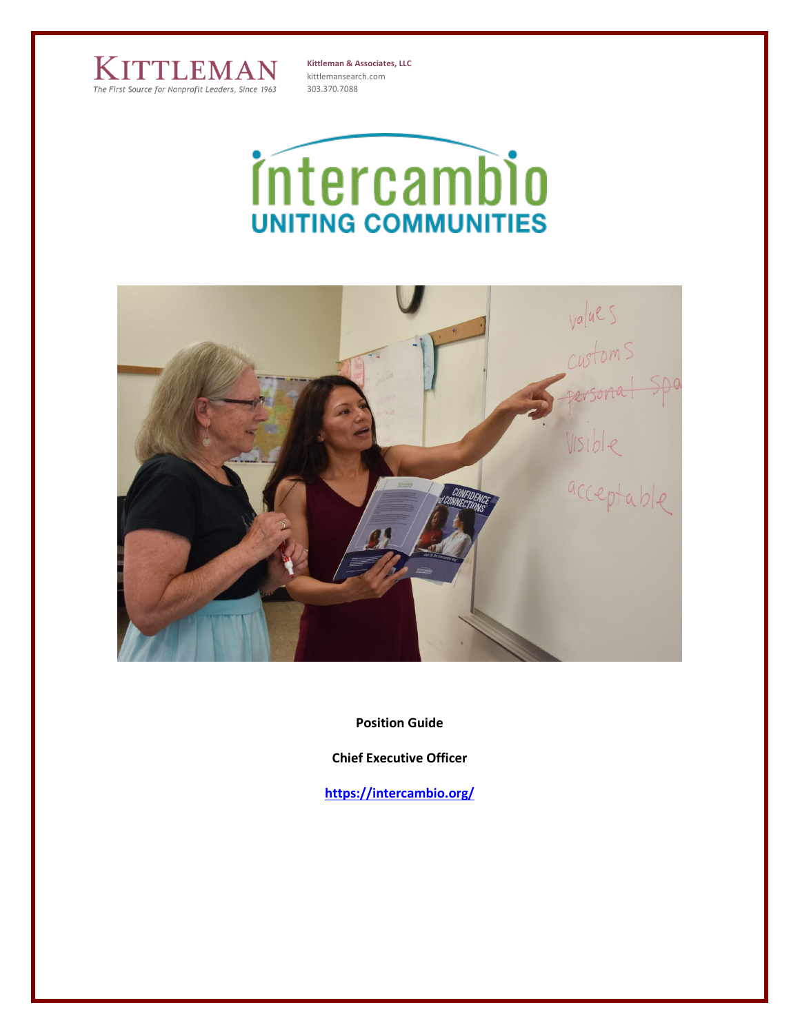KITTLEMAN
*The First Source for Nonprofit Leaders, Since 1963*

**Kittleman & Associates, LLC**
kittlemansearch.com
303.370.7088

intercambio
UNITING COMMUNITIES

**Position Guide**

**Chief Executive Officer**

**https://intercambio.org/**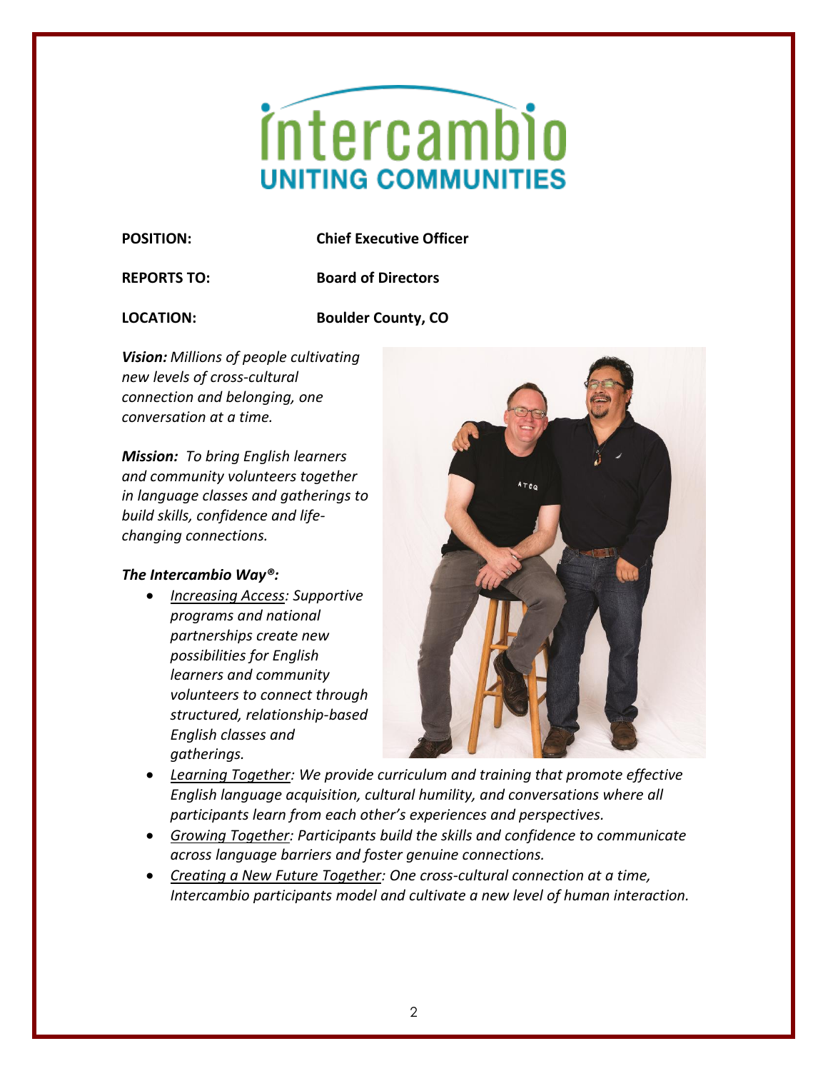# intercambio
## UNITING COMMUNITIES

**POSITION:** **Chief Executive Officer**

**REPORTS TO:** **Board of Directors**

**LOCATION:** **Boulder County, CO**

***Vision:*** *Millions of people cultivating new levels of cross-cultural connection and belonging, one conversation at a time.*

***Mission:*** *To bring English learners and community volunteers together in language classes and gatherings to build skills, confidence and life-changing connections.*

***The Intercambio Way®:***

- *Increasing Access: Supportive programs and national partnerships create new possibilities for English learners and community volunteers to connect through structured, relationship-based English classes and gatherings.*
- *Learning Together: We provide curriculum and training that promote effective English language acquisition, cultural humility, and conversations where all participants learn from each other's experiences and perspectives.*
- *Growing Together: Participants build the skills and confidence to communicate across language barriers and foster genuine connections.*
- *Creating a New Future Together: One cross-cultural connection at a time, Intercambio participants model and cultivate a new level of human interaction.*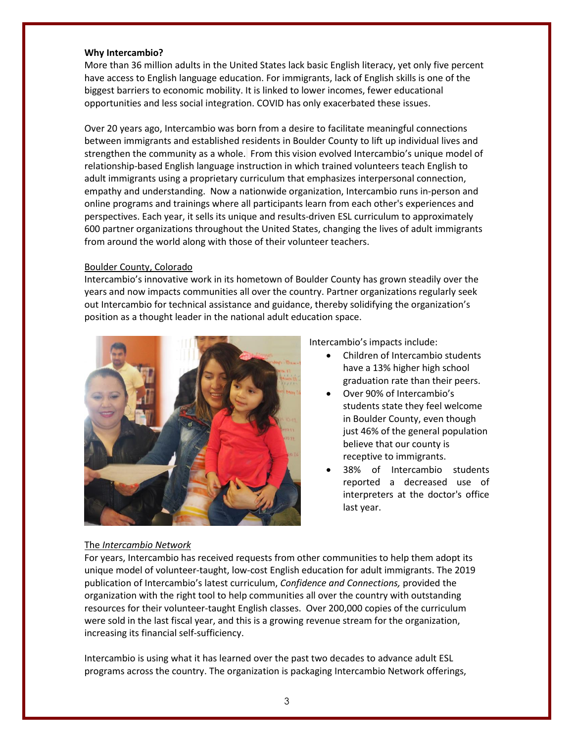**Why Intercambio?**

More than 36 million adults in the United States lack basic English literacy, yet only five percent have access to English language education. For immigrants, lack of English skills is one of the biggest barriers to economic mobility. It is linked to lower incomes, fewer educational opportunities and less social integration. COVID has only exacerbated these issues.

Over 20 years ago, Intercambio was born from a desire to facilitate meaningful connections between immigrants and established residents in Boulder County to lift up individual lives and strengthen the community as a whole. From this vision evolved Intercambio's unique model of relationship-based English language instruction in which trained volunteers teach English to adult immigrants using a proprietary curriculum that emphasizes interpersonal connection, empathy and understanding. Now a nationwide organization, Intercambio runs in-person and online programs and trainings where all participants learn from each other's experiences and perspectives. Each year, it sells its unique and results-driven ESL curriculum to approximately 600 partner organizations throughout the United States, changing the lives of adult immigrants from around the world along with those of their volunteer teachers.

<u>Boulder County, Colorado</u>

Intercambio's innovative work in its hometown of Boulder County has grown steadily over the years and now impacts communities all over the country. Partner organizations regularly seek out Intercambio for technical assistance and guidance, thereby solidifying the organization's position as a thought leader in the national adult education space.

Intercambio's impacts include:

- Children of Intercambio students have a 13% higher high school graduation rate than their peers.
- Over 90% of Intercambio's students state they feel welcome in Boulder County, even though just 46% of the general population believe that our county is receptive to immigrants.
- 38% of Intercambio students reported a decreased use of interpreters at the doctor's office last year.

<u>The *Intercambio Network*</u>

For years, Intercambio has received requests from other communities to help them adopt its unique model of volunteer-taught, low-cost English education for adult immigrants. The 2019 publication of Intercambio's latest curriculum, *Confidence and Connections,* provided the organization with the right tool to help communities all over the country with outstanding resources for their volunteer-taught English classes. Over 200,000 copies of the curriculum were sold in the last fiscal year, and this is a growing revenue stream for the organization, increasing its financial self-sufficiency.

Intercambio is using what it has learned over the past two decades to advance adult ESL programs across the country. The organization is packaging Intercambio Network offerings,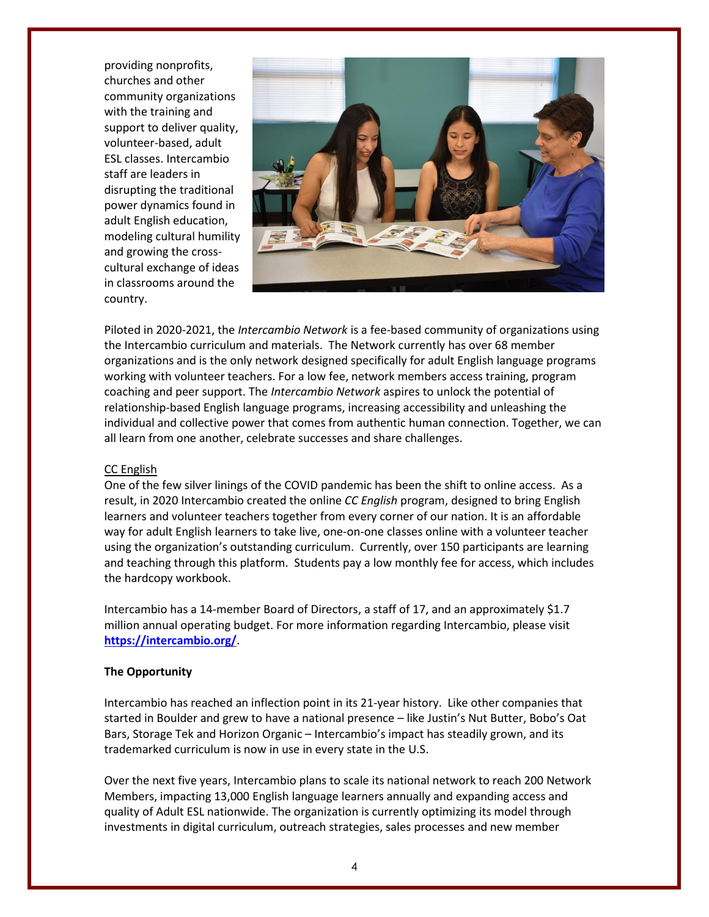providing nonprofits, churches and other community organizations with the training and support to deliver quality, volunteer-based, adult ESL classes. Intercambio staff are leaders in disrupting the traditional power dynamics found in adult English education, modeling cultural humility and growing the cross-cultural exchange of ideas in classrooms around the country.

Piloted in 2020-2021, the *Intercambio Network* is a fee-based community of organizations using the Intercambio curriculum and materials. The Network currently has over 68 member organizations and is the only network designed specifically for adult English language programs working with volunteer teachers. For a low fee, network members access training, program coaching and peer support. The *Intercambio Network* aspires to unlock the potential of relationship-based English language programs, increasing accessibility and unleashing the individual and collective power that comes from authentic human connection. Together, we can all learn from one another, celebrate successes and share challenges.

<u>CC English</u>

One of the few silver linings of the COVID pandemic has been the shift to online access. As a result, in 2020 Intercambio created the online *CC English* program, designed to bring English learners and volunteer teachers together from every corner of our nation. It is an affordable way for adult English learners to take live, one-on-one classes online with a volunteer teacher using the organization's outstanding curriculum. Currently, over 150 participants are learning and teaching through this platform. Students pay a low monthly fee for access, which includes the hardcopy workbook.

Intercambio has a 14-member Board of Directors, a staff of 17, and an approximately $1.7 million annual operating budget. For more information regarding Intercambio, please visit **https://intercambio.org/**.

**The Opportunity**

Intercambio has reached an inflection point in its 21-year history. Like other companies that started in Boulder and grew to have a national presence – like Justin's Nut Butter, Bobo's Oat Bars, Storage Tek and Horizon Organic – Intercambio's impact has steadily grown, and its trademarked curriculum is now in use in every state in the U.S.

Over the next five years, Intercambio plans to scale its national network to reach 200 Network Members, impacting 13,000 English language learners annually and expanding access and quality of Adult ESL nationwide. The organization is currently optimizing its model through investments in digital curriculum, outreach strategies, sales processes and new member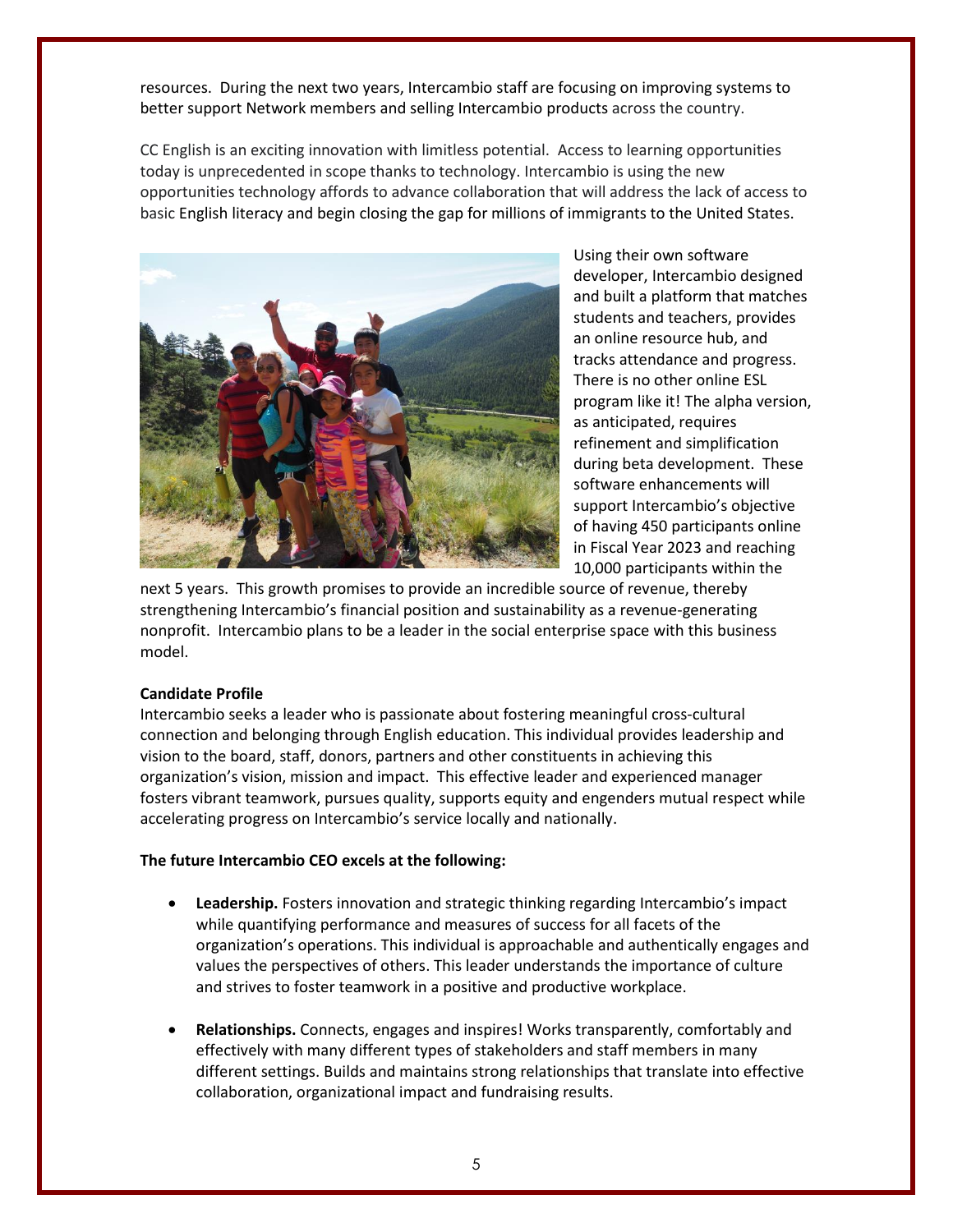resources. During the next two years, Intercambio staff are focusing on improving systems to better support Network members and selling Intercambio products across the country.

CC English is an exciting innovation with limitless potential. Access to learning opportunities today is unprecedented in scope thanks to technology. Intercambio is using the new opportunities technology affords to advance collaboration that will address the lack of access to basic English literacy and begin closing the gap for millions of immigrants to the United States.

Using their own software developer, Intercambio designed and built a platform that matches students and teachers, provides an online resource hub, and tracks attendance and progress. There is no other online ESL program like it! The alpha version, as anticipated, requires refinement and simplification during beta development. These software enhancements will support Intercambio's objective of having 450 participants online in Fiscal Year 2023 and reaching 10,000 participants within the next 5 years. This growth promises to provide an incredible source of revenue, thereby strengthening Intercambio's financial position and sustainability as a revenue-generating nonprofit. Intercambio plans to be a leader in the social enterprise space with this business model.

**Candidate Profile**

Intercambio seeks a leader who is passionate about fostering meaningful cross-cultural connection and belonging through English education. This individual provides leadership and vision to the board, staff, donors, partners and other constituents in achieving this organization's vision, mission and impact. This effective leader and experienced manager fosters vibrant teamwork, pursues quality, supports equity and engenders mutual respect while accelerating progress on Intercambio's service locally and nationally.

**The future Intercambio CEO excels at the following:**

- **Leadership.** Fosters innovation and strategic thinking regarding Intercambio's impact while quantifying performance and measures of success for all facets of the organization's operations. This individual is approachable and authentically engages and values the perspectives of others. This leader understands the importance of culture and strives to foster teamwork in a positive and productive workplace.

- **Relationships.** Connects, engages and inspires! Works transparently, comfortably and effectively with many different types of stakeholders and staff members in many different settings. Builds and maintains strong relationships that translate into effective collaboration, organizational impact and fundraising results.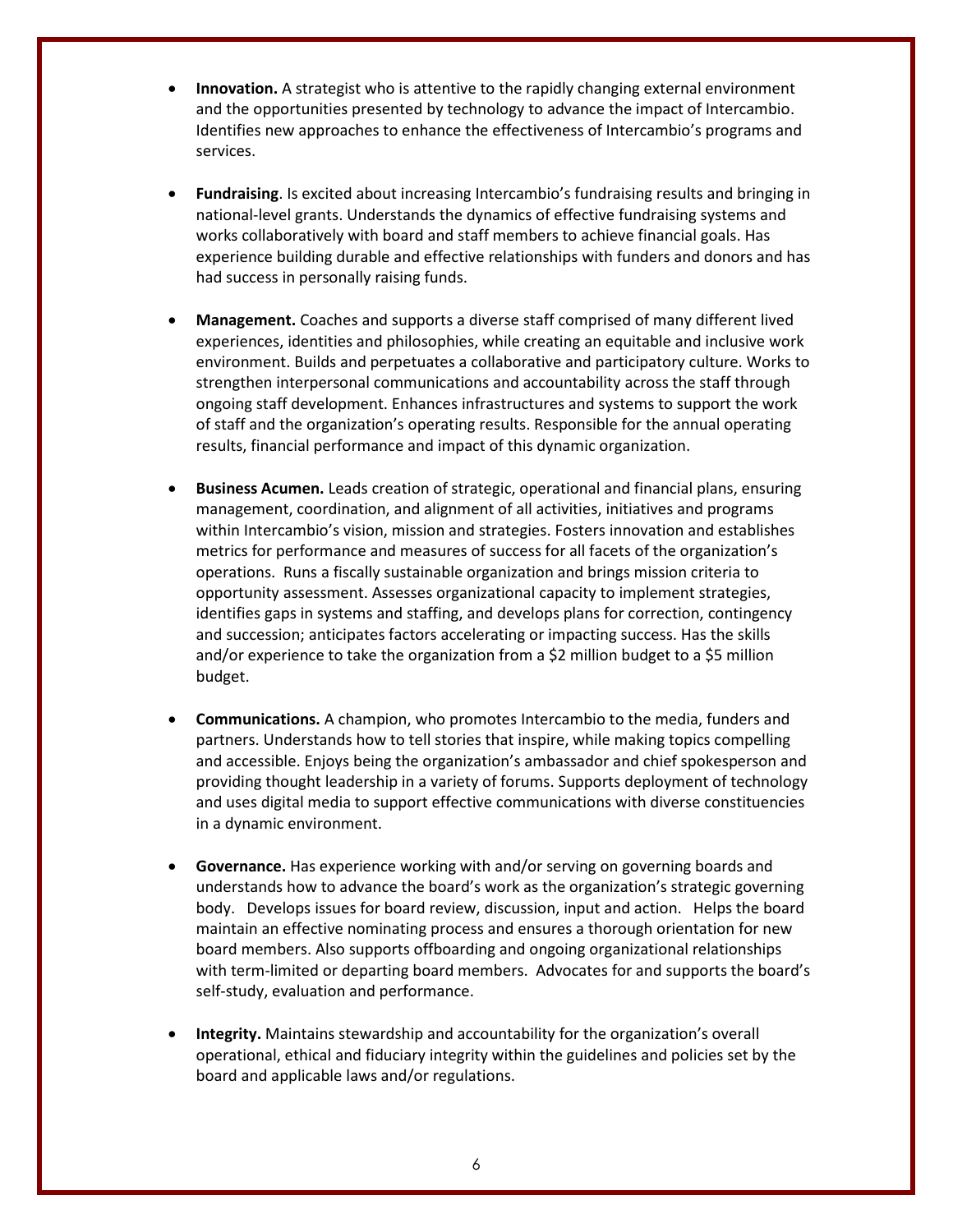- **Innovation.** A strategist who is attentive to the rapidly changing external environment and the opportunities presented by technology to advance the impact of Intercambio. Identifies new approaches to enhance the effectiveness of Intercambio's programs and services.

- **Fundraising**. Is excited about increasing Intercambio's fundraising results and bringing in national-level grants. Understands the dynamics of effective fundraising systems and works collaboratively with board and staff members to achieve financial goals. Has experience building durable and effective relationships with funders and donors and has had success in personally raising funds.

- **Management.** Coaches and supports a diverse staff comprised of many different lived experiences, identities and philosophies, while creating an equitable and inclusive work environment. Builds and perpetuates a collaborative and participatory culture. Works to strengthen interpersonal communications and accountability across the staff through ongoing staff development. Enhances infrastructures and systems to support the work of staff and the organization's operating results. Responsible for the annual operating results, financial performance and impact of this dynamic organization.

- **Business Acumen.** Leads creation of strategic, operational and financial plans, ensuring management, coordination, and alignment of all activities, initiatives and programs within Intercambio's vision, mission and strategies. Fosters innovation and establishes metrics for performance and measures of success for all facets of the organization's operations. Runs a fiscally sustainable organization and brings mission criteria to opportunity assessment. Assesses organizational capacity to implement strategies, identifies gaps in systems and staffing, and develops plans for correction, contingency and succession; anticipates factors accelerating or impacting success. Has the skills and/or experience to take the organization from a $2 million budget to a $5 million budget.

- **Communications.** A champion, who promotes Intercambio to the media, funders and partners. Understands how to tell stories that inspire, while making topics compelling and accessible. Enjoys being the organization's ambassador and chief spokesperson and providing thought leadership in a variety of forums. Supports deployment of technology and uses digital media to support effective communications with diverse constituencies in a dynamic environment.

- **Governance.** Has experience working with and/or serving on governing boards and understands how to advance the board's work as the organization's strategic governing body. Develops issues for board review, discussion, input and action. Helps the board maintain an effective nominating process and ensures a thorough orientation for new board members. Also supports offboarding and ongoing organizational relationships with term-limited or departing board members. Advocates for and supports the board's self-study, evaluation and performance.

- **Integrity.** Maintains stewardship and accountability for the organization's overall operational, ethical and fiduciary integrity within the guidelines and policies set by the board and applicable laws and/or regulations.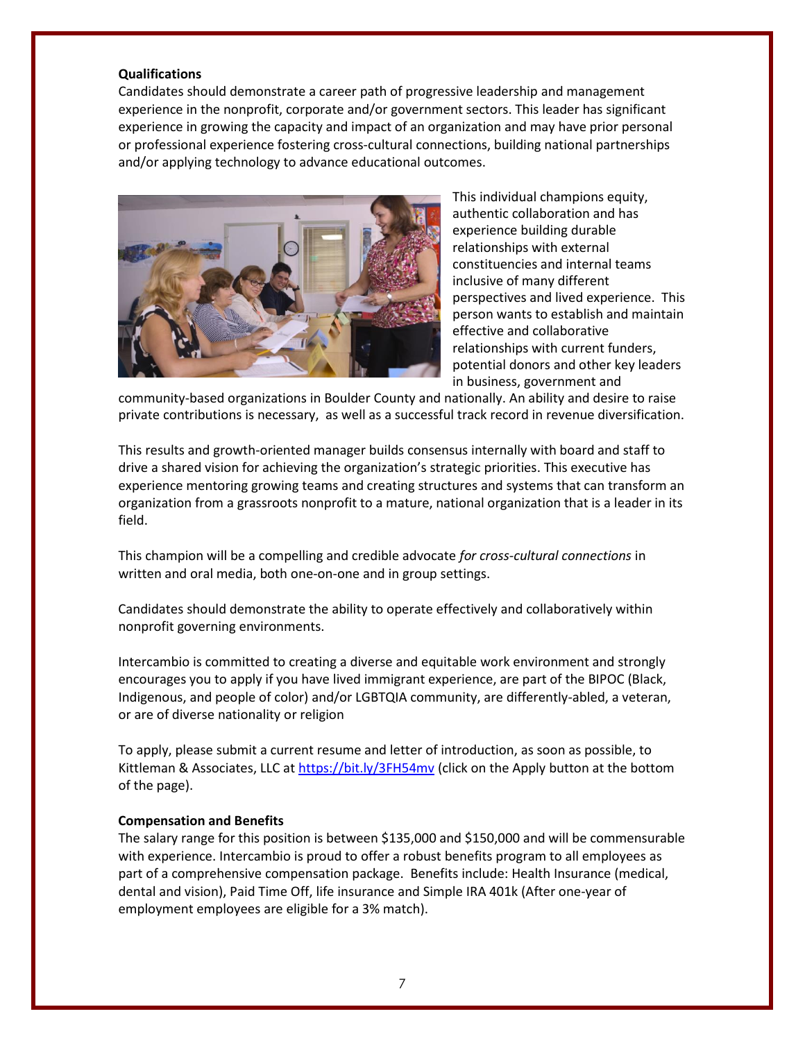**Qualifications**

Candidates should demonstrate a career path of progressive leadership and management experience in the nonprofit, corporate and/or government sectors. This leader has significant experience in growing the capacity and impact of an organization and may have prior personal or professional experience fostering cross-cultural connections, building national partnerships and/or applying technology to advance educational outcomes.

This individual champions equity, authentic collaboration and has experience building durable relationships with external constituencies and internal teams inclusive of many different perspectives and lived experience. This person wants to establish and maintain effective and collaborative relationships with current funders, potential donors and other key leaders in business, government and community-based organizations in Boulder County and nationally. An ability and desire to raise private contributions is necessary, as well as a successful track record in revenue diversification.

This results and growth-oriented manager builds consensus internally with board and staff to drive a shared vision for achieving the organization's strategic priorities. This executive has experience mentoring growing teams and creating structures and systems that can transform an organization from a grassroots nonprofit to a mature, national organization that is a leader in its field.

This champion will be a compelling and credible advocate *for cross-cultural connections* in written and oral media, both one-on-one and in group settings.

Candidates should demonstrate the ability to operate effectively and collaboratively within nonprofit governing environments.

Intercambio is committed to creating a diverse and equitable work environment and strongly encourages you to apply if you have lived immigrant experience, are part of the BIPOC (Black, Indigenous, and people of color) and/or LGBTQIA community, are differently-abled, a veteran, or are of diverse nationality or religion

To apply, please submit a current resume and letter of introduction, as soon as possible, to Kittleman & Associates, LLC at [https://bit.ly/3FH54mv](https://bit.ly/3FH54mv) (click on the Apply button at the bottom of the page).

**Compensation and Benefits**

The salary range for this position is between $135,000 and $150,000 and will be commensurable with experience. Intercambio is proud to offer a robust benefits program to all employees as part of a comprehensive compensation package. Benefits include: Health Insurance (medical, dental and vision), Paid Time Off, life insurance and Simple IRA 401k (After one-year of employment employees are eligible for a 3% match).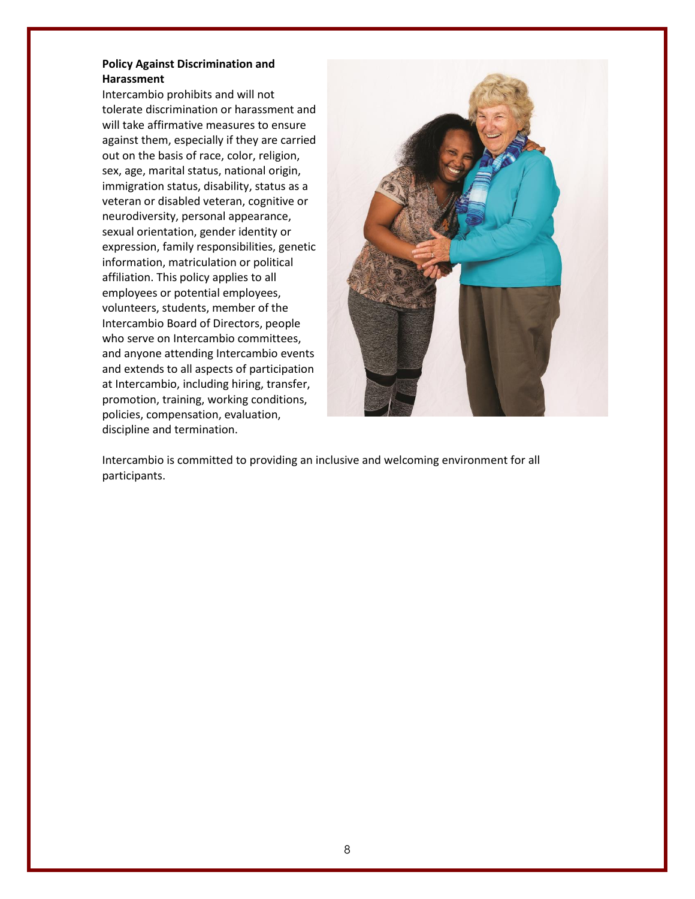**Policy Against Discrimination and Harassment**

Intercambio prohibits and will not tolerate discrimination or harassment and will take affirmative measures to ensure against them, especially if they are carried out on the basis of race, color, religion, sex, age, marital status, national origin, immigration status, disability, status as a veteran or disabled veteran, cognitive or neurodiversity, personal appearance, sexual orientation, gender identity or expression, family responsibilities, genetic information, matriculation or political affiliation. This policy applies to all employees or potential employees, volunteers, students, member of the Intercambio Board of Directors, people who serve on Intercambio committees, and anyone attending Intercambio events and extends to all aspects of participation at Intercambio, including hiring, transfer, promotion, training, working conditions, policies, compensation, evaluation, discipline and termination.

Intercambio is committed to providing an inclusive and welcoming environment for all participants.